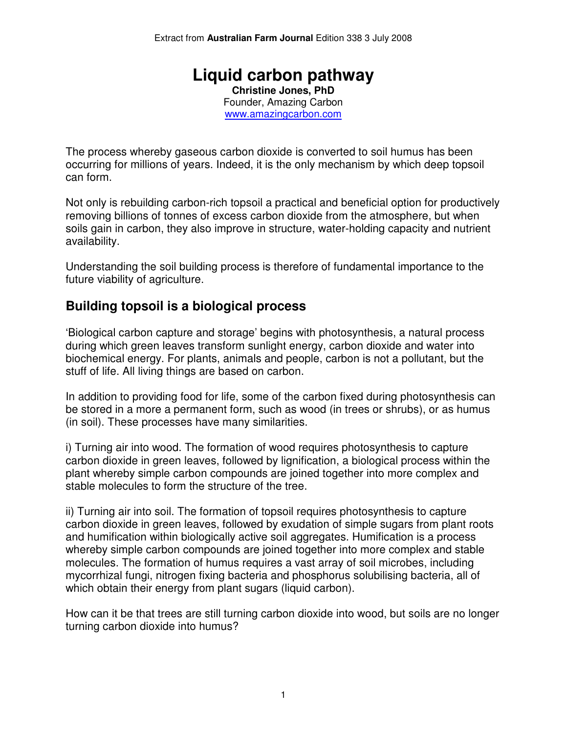Extract from **Australian Farm Journal** Edition 338 3 July 2008

# Liquid carbon pathway

**Christine Jones, PhD**
Founder, Amazing Carbon
www.amazingcarbon.com

The process whereby gaseous carbon dioxide is converted to soil humus has been occurring for millions of years. Indeed, it is the only mechanism by which deep topsoil can form.

Not only is rebuilding carbon-rich topsoil a practical and beneficial option for productively removing billions of tonnes of excess carbon dioxide from the atmosphere, but when soils gain in carbon, they also improve in structure, water-holding capacity and nutrient availability.

Understanding the soil building process is therefore of fundamental importance to the future viability of agriculture.

## Building topsoil is a biological process

'Biological carbon capture and storage' begins with photosynthesis, a natural process during which green leaves transform sunlight energy, carbon dioxide and water into biochemical energy. For plants, animals and people, carbon is not a pollutant, but the stuff of life. All living things are based on carbon.

In addition to providing food for life, some of the carbon fixed during photosynthesis can be stored in a more a permanent form, such as wood (in trees or shrubs), or as humus (in soil). These processes have many similarities.

i) Turning air into wood. The formation of wood requires photosynthesis to capture carbon dioxide in green leaves, followed by lignification, a biological process within the plant whereby simple carbon compounds are joined together into more complex and stable molecules to form the structure of the tree.

ii) Turning air into soil. The formation of topsoil requires photosynthesis to capture carbon dioxide in green leaves, followed by exudation of simple sugars from plant roots and humification within biologically active soil aggregates. Humification is a process whereby simple carbon compounds are joined together into more complex and stable molecules. The formation of humus requires a vast array of soil microbes, including mycorrhizal fungi, nitrogen fixing bacteria and phosphorus solubilising bacteria, all of which obtain their energy from plant sugars (liquid carbon).

How can it be that trees are still turning carbon dioxide into wood, but soils are no longer turning carbon dioxide into humus?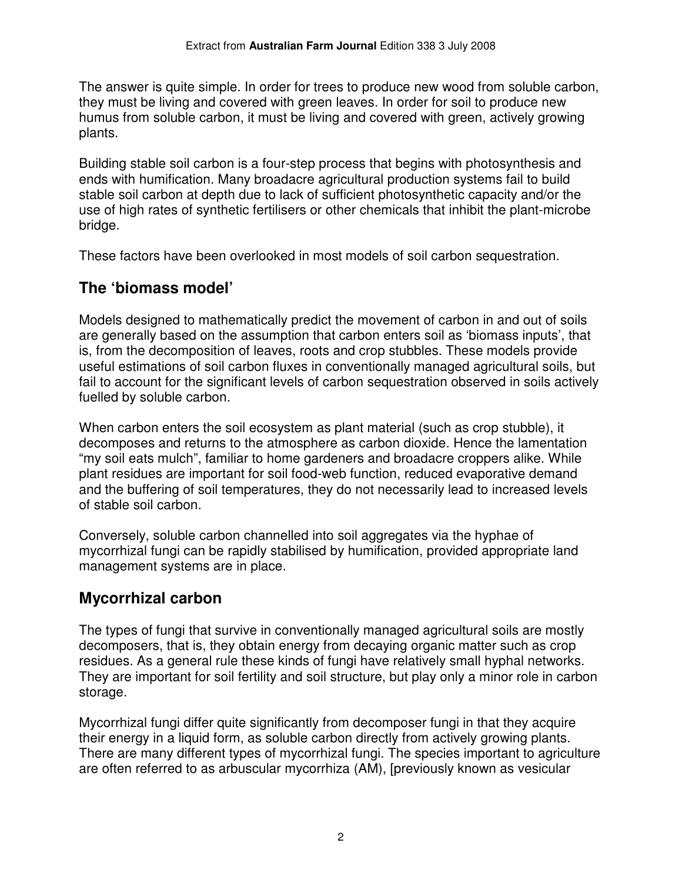The answer is quite simple. In order for trees to produce new wood from soluble carbon, they must be living and covered with green leaves. In order for soil to produce new humus from soluble carbon, it must be living and covered with green, actively growing plants.

Building stable soil carbon is a four-step process that begins with photosynthesis and ends with humification. Many broadacre agricultural production systems fail to build stable soil carbon at depth due to lack of sufficient photosynthetic capacity and/or the use of high rates of synthetic fertilisers or other chemicals that inhibit the plant-microbe bridge.

These factors have been overlooked in most models of soil carbon sequestration.

## The 'biomass model'

Models designed to mathematically predict the movement of carbon in and out of soils are generally based on the assumption that carbon enters soil as 'biomass inputs', that is, from the decomposition of leaves, roots and crop stubbles. These models provide useful estimations of soil carbon fluxes in conventionally managed agricultural soils, but fail to account for the significant levels of carbon sequestration observed in soils actively fuelled by soluble carbon.

When carbon enters the soil ecosystem as plant material (such as crop stubble), it decomposes and returns to the atmosphere as carbon dioxide. Hence the lamentation "my soil eats mulch", familiar to home gardeners and broadacre croppers alike. While plant residues are important for soil food-web function, reduced evaporative demand and the buffering of soil temperatures, they do not necessarily lead to increased levels of stable soil carbon.

Conversely, soluble carbon channelled into soil aggregates via the hyphae of mycorrhizal fungi can be rapidly stabilised by humification, provided appropriate land management systems are in place.

## Mycorrhizal carbon

The types of fungi that survive in conventionally managed agricultural soils are mostly decomposers, that is, they obtain energy from decaying organic matter such as crop residues. As a general rule these kinds of fungi have relatively small hyphal networks. They are important for soil fertility and soil structure, but play only a minor role in carbon storage.

Mycorrhizal fungi differ quite significantly from decomposer fungi in that they acquire their energy in a liquid form, as soluble carbon directly from actively growing plants. There are many different types of mycorrhizal fungi. The species important to agriculture are often referred to as arbuscular mycorrhiza (AM), [previously known as vesicular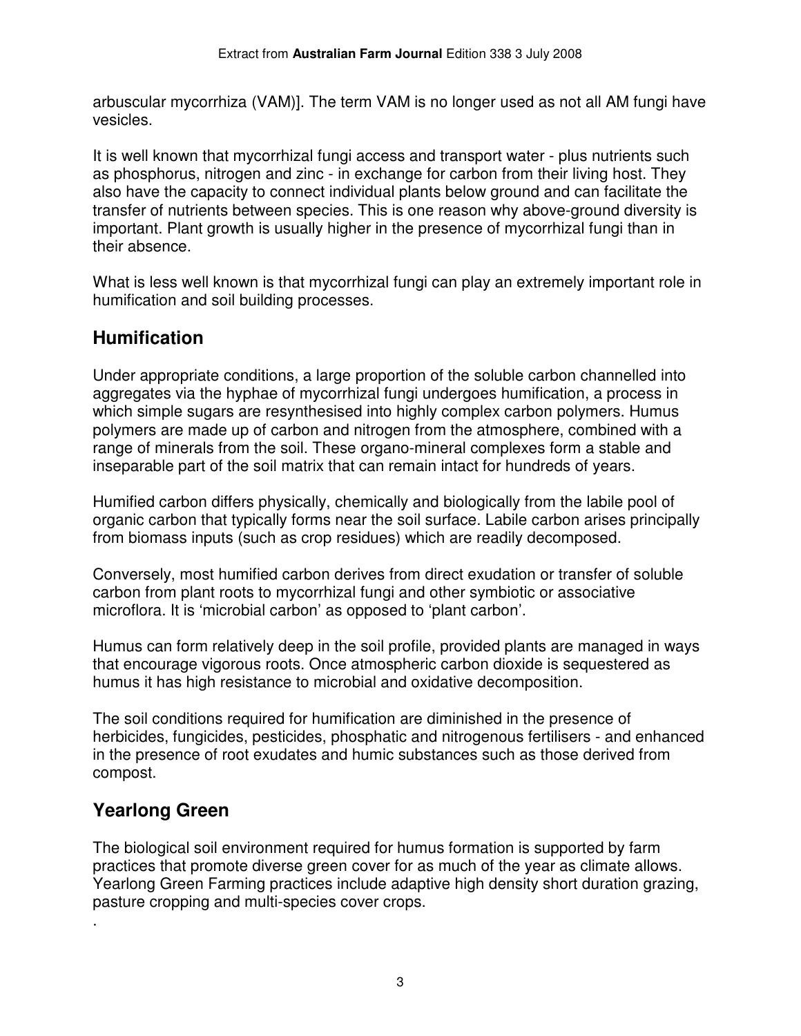arbuscular mycorrhiza (VAM)]. The term VAM is no longer used as not all AM fungi have vesicles.

It is well known that mycorrhizal fungi access and transport water - plus nutrients such as phosphorus, nitrogen and zinc - in exchange for carbon from their living host. They also have the capacity to connect individual plants below ground and can facilitate the transfer of nutrients between species. This is one reason why above-ground diversity is important. Plant growth is usually higher in the presence of mycorrhizal fungi than in their absence.

What is less well known is that mycorrhizal fungi can play an extremely important role in humification and soil building processes.

## Humification

Under appropriate conditions, a large proportion of the soluble carbon channelled into aggregates via the hyphae of mycorrhizal fungi undergoes humification, a process in which simple sugars are resynthesised into highly complex carbon polymers. Humus polymers are made up of carbon and nitrogen from the atmosphere, combined with a range of minerals from the soil. These organo-mineral complexes form a stable and inseparable part of the soil matrix that can remain intact for hundreds of years.

Humified carbon differs physically, chemically and biologically from the labile pool of organic carbon that typically forms near the soil surface. Labile carbon arises principally from biomass inputs (such as crop residues) which are readily decomposed.

Conversely, most humified carbon derives from direct exudation or transfer of soluble carbon from plant roots to mycorrhizal fungi and other symbiotic or associative microflora. It is 'microbial carbon' as opposed to 'plant carbon'.

Humus can form relatively deep in the soil profile, provided plants are managed in ways that encourage vigorous roots. Once atmospheric carbon dioxide is sequestered as humus it has high resistance to microbial and oxidative decomposition.

The soil conditions required for humification are diminished in the presence of herbicides, fungicides, pesticides, phosphatic and nitrogenous fertilisers - and enhanced in the presence of root exudates and humic substances such as those derived from compost.

## Yearlong Green

The biological soil environment required for humus formation is supported by farm practices that promote diverse green cover for as much of the year as climate allows. Yearlong Green Farming practices include adaptive high density short duration grazing, pasture cropping and multi-species cover crops.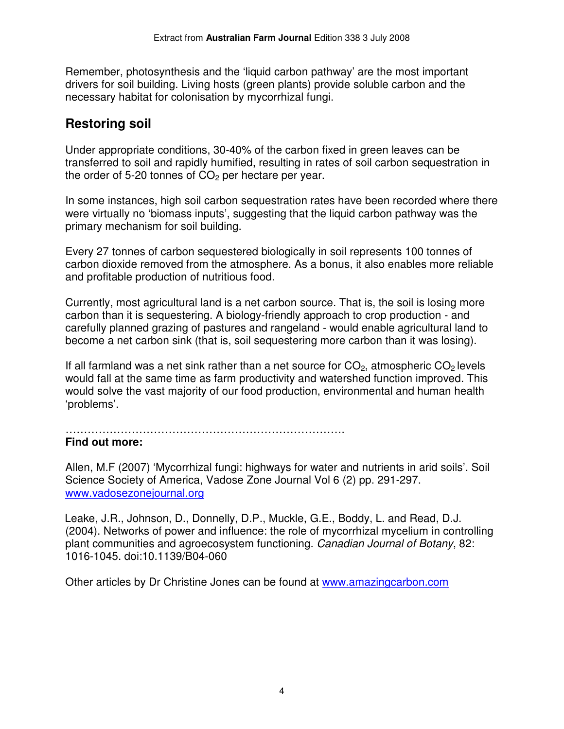Remember, photosynthesis and the 'liquid carbon pathway' are the most important drivers for soil building. Living hosts (green plants) provide soluble carbon and the necessary habitat for colonisation by mycorrhizal fungi.

## Restoring soil

Under appropriate conditions, 30-40% of the carbon fixed in green leaves can be transferred to soil and rapidly humified, resulting in rates of soil carbon sequestration in the order of 5-20 tonnes of $CO_2$ per hectare per year.

In some instances, high soil carbon sequestration rates have been recorded where there were virtually no 'biomass inputs', suggesting that the liquid carbon pathway was the primary mechanism for soil building.

Every 27 tonnes of carbon sequestered biologically in soil represents 100 tonnes of carbon dioxide removed from the atmosphere. As a bonus, it also enables more reliable and profitable production of nutritious food.

Currently, most agricultural land is a net carbon source. That is, the soil is losing more carbon than it is sequestering. A biology-friendly approach to crop production - and carefully planned grazing of pastures and rangeland - would enable agricultural land to become a net carbon sink (that is, soil sequestering more carbon than it was losing).

If all farmland was a net sink rather than a net source for $CO_2$, atmospheric $CO_2$ levels would fall at the same time as farm productivity and watershed function improved. This would solve the vast majority of our food production, environmental and human health 'problems'.

…………………………………………………………………

**Find out more:**

Allen, M.F (2007) 'Mycorrhizal fungi: highways for water and nutrients in arid soils'. Soil Science Society of America, Vadose Zone Journal Vol 6 (2) pp. 291-297. www.vadosezonejournal.org

Leake, J.R., Johnson, D., Donnelly, D.P., Muckle, G.E., Boddy, L. and Read, D.J. (2004). Networks of power and influence: the role of mycorrhizal mycelium in controlling plant communities and agroecosystem functioning. *Canadian Journal of Botany*, 82: 1016-1045. doi:10.1139/B04-060

Other articles by Dr Christine Jones can be found at www.amazingcarbon.com